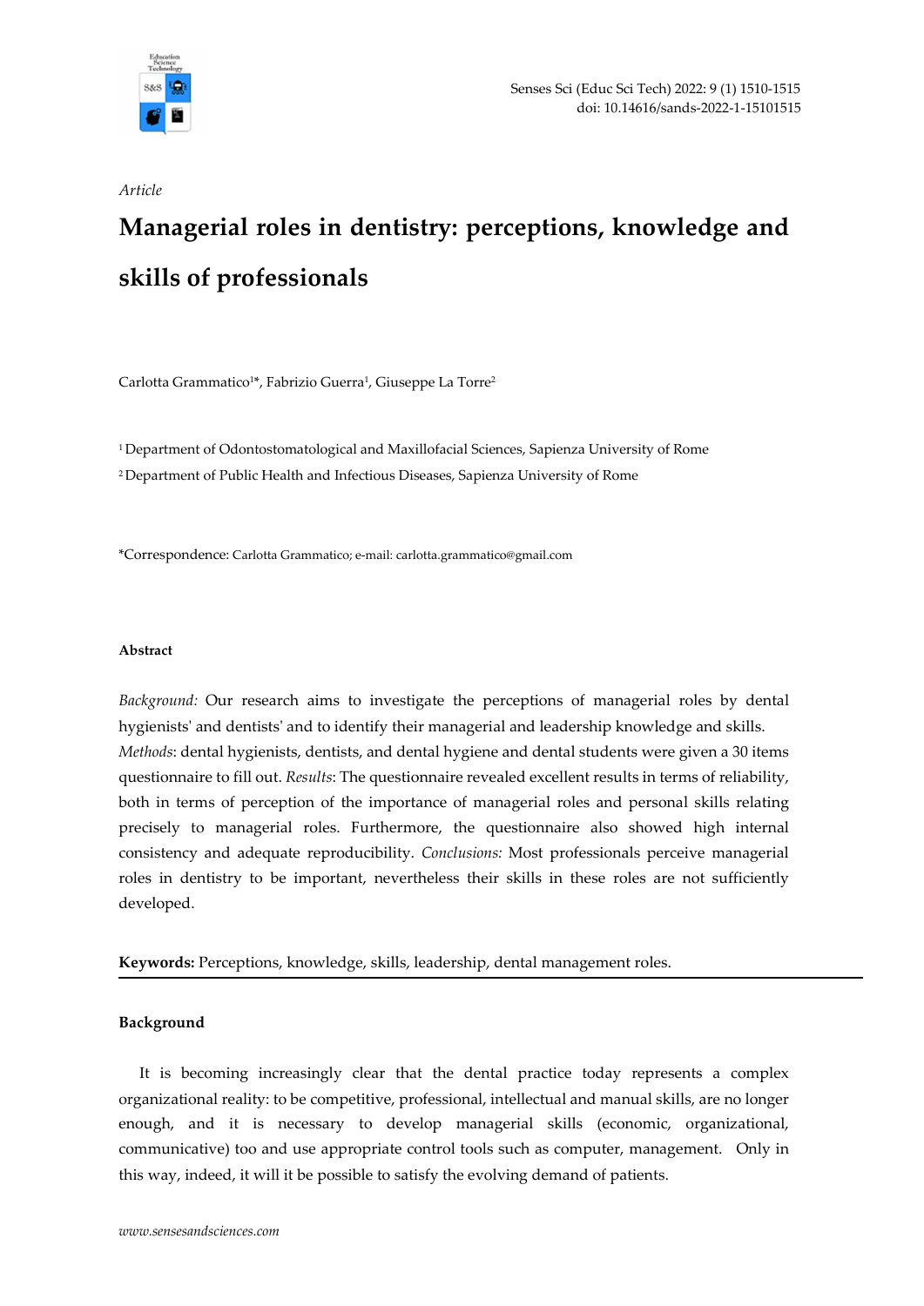*Article*

# Managerial roles in dentistry: perceptions, knowledge and skills of professionals

Carlotta Grammatico[1]*, Fabrizio Guerra[1], Giuseppe La Torre[2]

[1] Department of Odontostomatological and Maxillofacial Sciences, Sapienza University of Rome

[2] Department of Public Health and Infectious Diseases, Sapienza University of Rome

*Correspondence: Carlotta Grammatico; e-mail: carlotta.grammatico@gmail.com

#### Abstract

*Background:* Our research aims to investigate the perceptions of managerial roles by dental hygienists' and dentists' and to identify their managerial and leadership knowledge and skills. *Methods*: dental hygienists, dentists, and dental hygiene and dental students were given a 30 items questionnaire to fill out. *Results*: The questionnaire revealed excellent results in terms of reliability, both in terms of perception of the importance of managerial roles and personal skills relating precisely to managerial roles. Furthermore, the questionnaire also showed high internal consistency and adequate reproducibility. *Conclusions:* Most professionals perceive managerial roles in dentistry to be important, nevertheless their skills in these roles are not sufficiently developed.

**Keywords:** Perceptions, knowledge, skills, leadership, dental management roles.

#### Background

It is becoming increasingly clear that the dental practice today represents a complex organizational reality: to be competitive, professional, intellectual and manual skills, are no longer enough, and it is necessary to develop managerial skills (economic, organizational, communicative) too and use appropriate control tools such as computer, management. Only in this way, indeed, it will it be possible to satisfy the evolving demand of patients.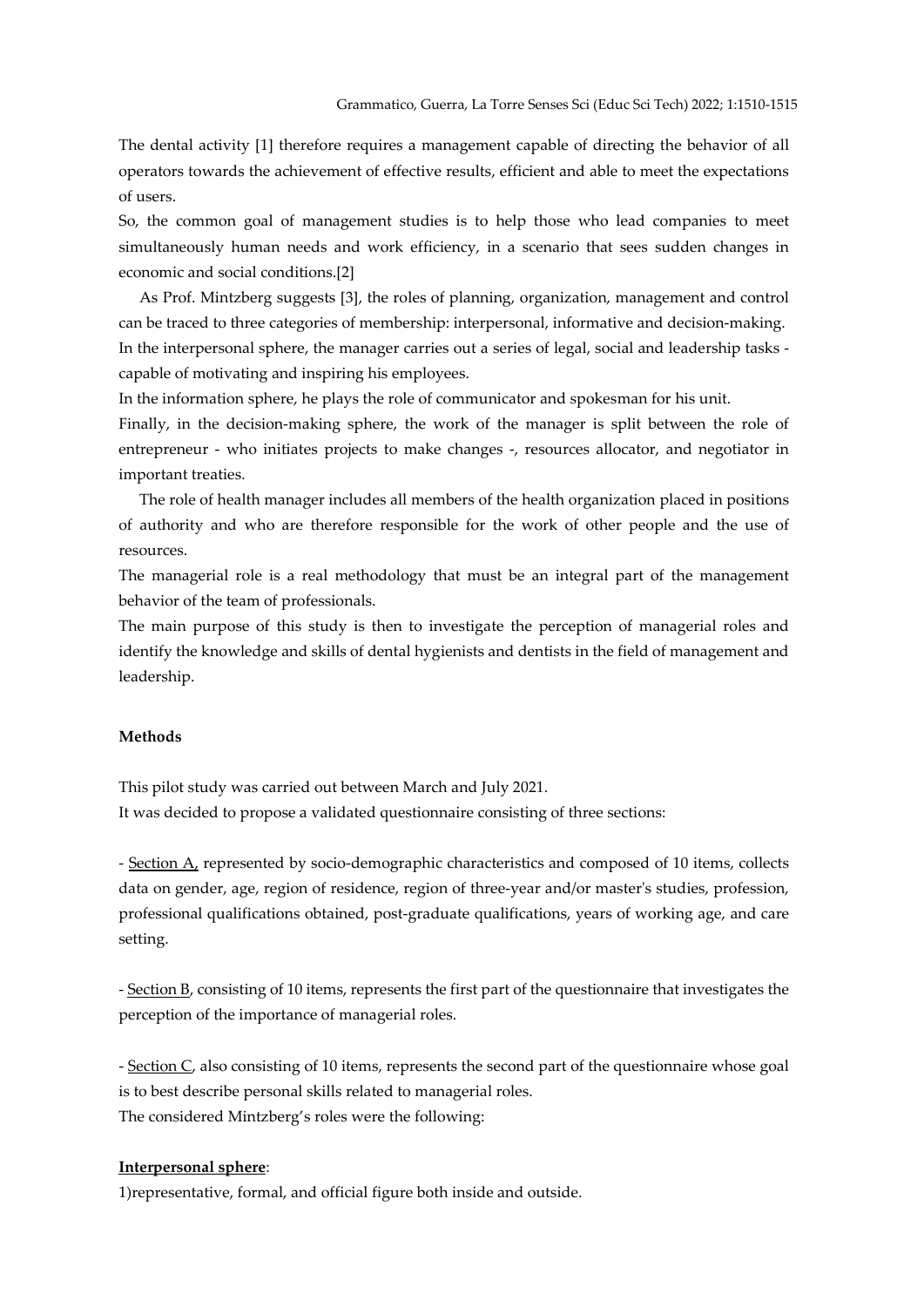The dental activity [1] therefore requires a management capable of directing the behavior of all operators towards the achievement of effective results, efficient and able to meet the expectations of users.

So, the common goal of management studies is to help those who lead companies to meet simultaneously human needs and work efficiency, in a scenario that sees sudden changes in economic and social conditions.[2]

As Prof. Mintzberg suggests [3], the roles of planning, organization, management and control can be traced to three categories of membership: interpersonal, informative and decision-making. In the interpersonal sphere, the manager carries out a series of legal, social and leadership tasks - capable of motivating and inspiring his employees.

In the information sphere, he plays the role of communicator and spokesman for his unit.

Finally, in the decision-making sphere, the work of the manager is split between the role of entrepreneur - who initiates projects to make changes -, resources allocator, and negotiator in important treaties.

The role of health manager includes all members of the health organization placed in positions of authority and who are therefore responsible for the work of other people and the use of resources.

The managerial role is a real methodology that must be an integral part of the management behavior of the team of professionals.

The main purpose of this study is then to investigate the perception of managerial roles and identify the knowledge and skills of dental hygienists and dentists in the field of management and leadership.

**Methods**

This pilot study was carried out between March and July 2021.

It was decided to propose a validated questionnaire consisting of three sections:

- Section A, represented by socio-demographic characteristics and composed of 10 items, collects data on gender, age, region of residence, region of three-year and/or master's studies, profession, professional qualifications obtained, post-graduate qualifications, years of working age, and care setting.

- Section B, consisting of 10 items, represents the first part of the questionnaire that investigates the perception of the importance of managerial roles.

- Section C, also consisting of 10 items, represents the second part of the questionnaire whose goal is to best describe personal skills related to managerial roles.

The considered Mintzberg's roles were the following:

**Interpersonal sphere**:

1)representative, formal, and official figure both inside and outside.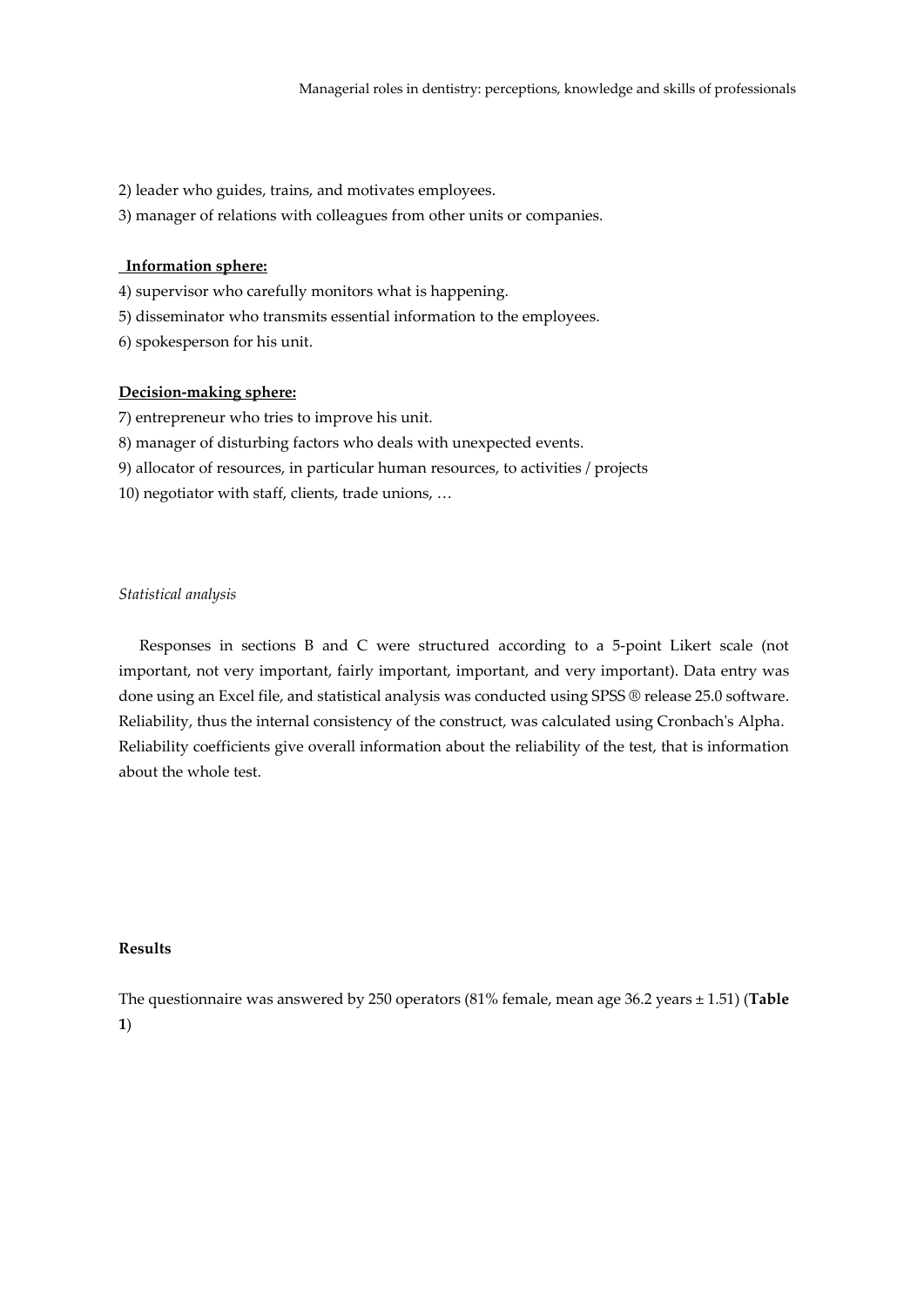2) leader who guides, trains, and motivates employees.

3) manager of relations with colleagues from other units or companies.

**Information sphere:**

4) supervisor who carefully monitors what is happening.

5) disseminator who transmits essential information to the employees.

6) spokesperson for his unit.

**Decision-making sphere:**

7) entrepreneur who tries to improve his unit.

8) manager of disturbing factors who deals with unexpected events.

9) allocator of resources, in particular human resources, to activities / projects

10) negotiator with staff, clients, trade unions, …

*Statistical analysis*

Responses in sections B and C were structured according to a 5-point Likert scale (not important, not very important, fairly important, important, and very important). Data entry was done using an Excel file, and statistical analysis was conducted using SPSS ® release 25.0 software. Reliability, thus the internal consistency of the construct, was calculated using Cronbach's Alpha. Reliability coefficients give overall information about the reliability of the test, that is information about the whole test.

**Results**

The questionnaire was answered by 250 operators (81% female, mean age 36.2 years ± 1.51) (**Table 1**)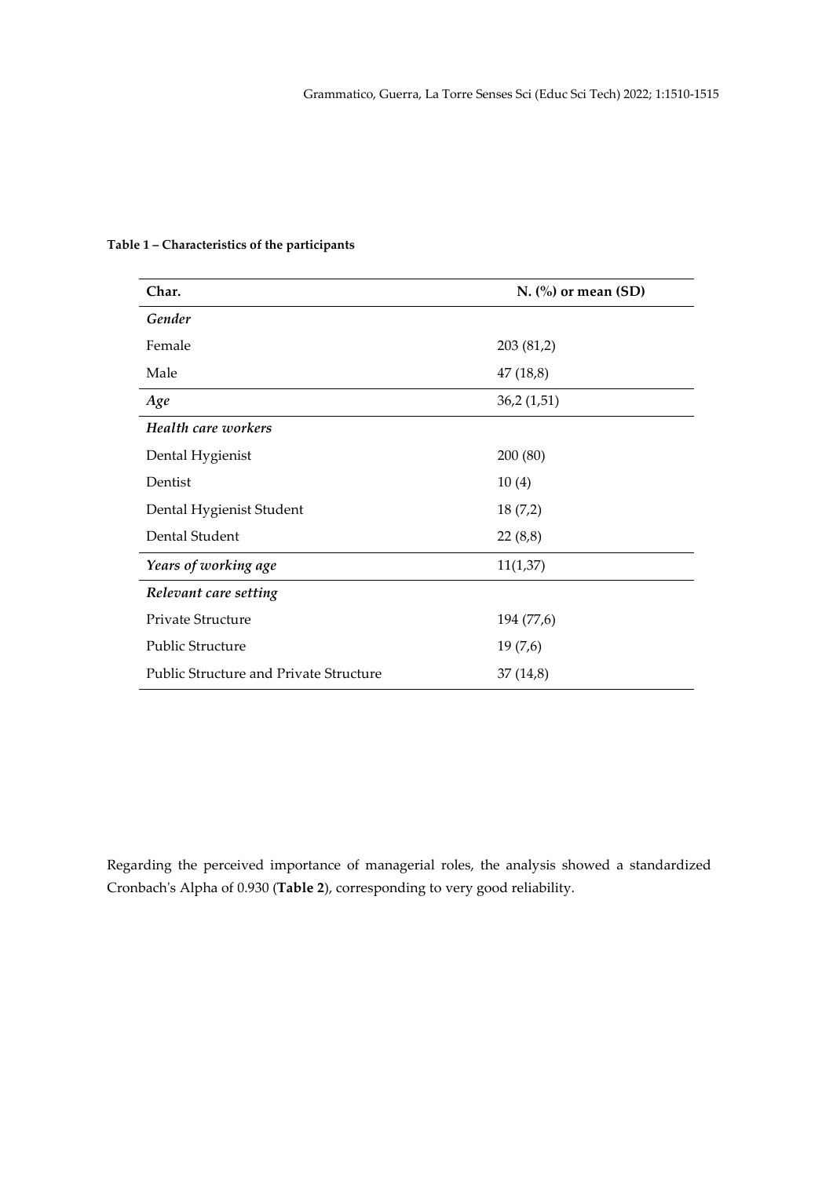**Table 1 – Characteristics of the participants**

| Char. | N. (%) or mean (SD) |
|---|---|
| ***Gender*** | |
| Female | 203 (81,2) |
| Male | 47 (18,8) |
| ***Age*** | 36,2 (1,51) |
| ***Health care workers*** | |
| Dental Hygienist | 200 (80) |
| Dentist | 10 (4) |
| Dental Hygienist Student | 18 (7,2) |
| Dental Student | 22 (8,8) |
| ***Years of working age*** | 11(1,37) |
| ***Relevant care setting*** | |
| Private Structure | 194 (77,6) |
| Public Structure | 19 (7,6) |
| Public Structure and Private Structure | 37 (14,8) |

Regarding the perceived importance of managerial roles, the analysis showed a standardized Cronbach's Alpha of 0.930 (**Table 2**), corresponding to very good reliability.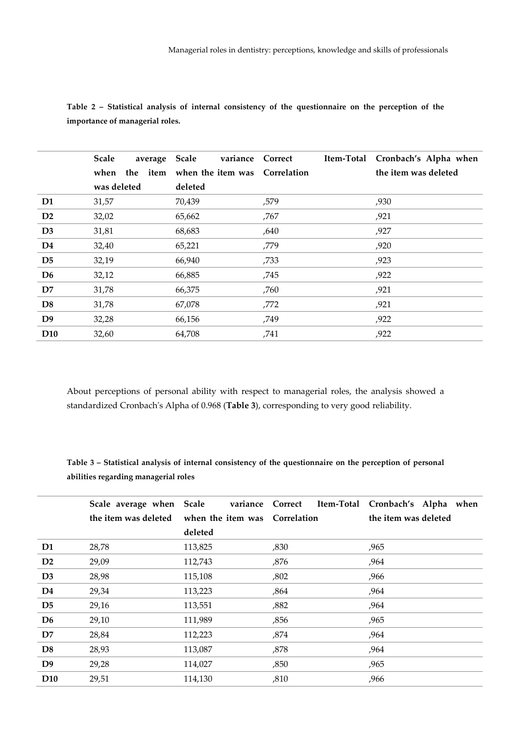**Table 2 – Statistical analysis of internal consistency of the questionnaire on the perception of the importance of managerial roles.**

| | Scale average when the item was deleted | Scale variance when the item was deleted | Correct Item-Total Correlation | Cronbach's Alpha when the item was deleted |
|---|---|---|---|---|
| **D1** | 31,57 | 70,439 | ,579 | ,930 |
| **D2** | 32,02 | 65,662 | ,767 | ,921 |
| **D3** | 31,81 | 68,683 | ,640 | ,927 |
| **D4** | 32,40 | 65,221 | ,779 | ,920 |
| **D5** | 32,19 | 66,940 | ,733 | ,923 |
| **D6** | 32,12 | 66,885 | ,745 | ,922 |
| **D7** | 31,78 | 66,375 | ,760 | ,921 |
| **D8** | 31,78 | 67,078 | ,772 | ,921 |
| **D9** | 32,28 | 66,156 | ,749 | ,922 |
| **D10** | 32,60 | 64,708 | ,741 | ,922 |

About perceptions of personal ability with respect to managerial roles, the analysis showed a standardized Cronbach's Alpha of 0.968 (**Table 3**), corresponding to very good reliability.

**Table 3 – Statistical analysis of internal consistency of the questionnaire on the perception of personal abilities regarding managerial roles**

| | Scale average when the item was deleted | Scale variance when the item was deleted | Correct Item-Total Correlation | Cronbach's Alpha when the item was deleted |
|---|---|---|---|---|
| **D1** | 28,78 | 113,825 | ,830 | ,965 |
| **D2** | 29,09 | 112,743 | ,876 | ,964 |
| **D3** | 28,98 | 115,108 | ,802 | ,966 |
| **D4** | 29,34 | 113,223 | ,864 | ,964 |
| **D5** | 29,16 | 113,551 | ,882 | ,964 |
| **D6** | 29,10 | 111,989 | ,856 | ,965 |
| **D7** | 28,84 | 112,223 | ,874 | ,964 |
| **D8** | 28,93 | 113,087 | ,878 | ,964 |
| **D9** | 29,28 | 114,027 | ,850 | ,965 |
| **D10** | 29,51 | 114,130 | ,810 | ,966 |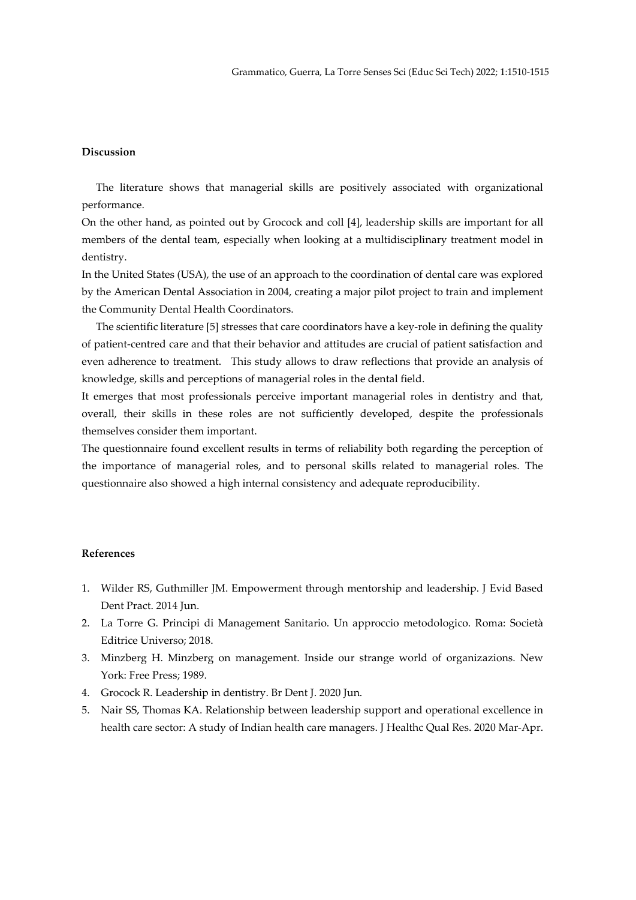**Discussion**

The literature shows that managerial skills are positively associated with organizational performance.

On the other hand, as pointed out by Grocock and coll [4], leadership skills are important for all members of the dental team, especially when looking at a multidisciplinary treatment model in dentistry.

In the United States (USA), the use of an approach to the coordination of dental care was explored by the American Dental Association in 2004, creating a major pilot project to train and implement the Community Dental Health Coordinators.

The scientific literature [5] stresses that care coordinators have a key-role in defining the quality of patient-centred care and that their behavior and attitudes are crucial of patient satisfaction and even adherence to treatment. This study allows to draw reflections that provide an analysis of knowledge, skills and perceptions of managerial roles in the dental field.

It emerges that most professionals perceive important managerial roles in dentistry and that, overall, their skills in these roles are not sufficiently developed, despite the professionals themselves consider them important.

The questionnaire found excellent results in terms of reliability both regarding the perception of the importance of managerial roles, and to personal skills related to managerial roles. The questionnaire also showed a high internal consistency and adequate reproducibility.

**References**

1. Wilder RS, Guthmiller JM. Empowerment through mentorship and leadership. J Evid Based Dent Pract. 2014 Jun.
2. La Torre G. Principi di Management Sanitario. Un approccio metodologico. Roma: Società Editrice Universo; 2018.
3. Minzberg H. Minzberg on management. Inside our strange world of organizazions. New York: Free Press; 1989.
4. Grocock R. Leadership in dentistry. Br Dent J. 2020 Jun.
5. Nair SS, Thomas KA. Relationship between leadership support and operational excellence in health care sector: A study of Indian health care managers. J Healthc Qual Res. 2020 Mar-Apr.